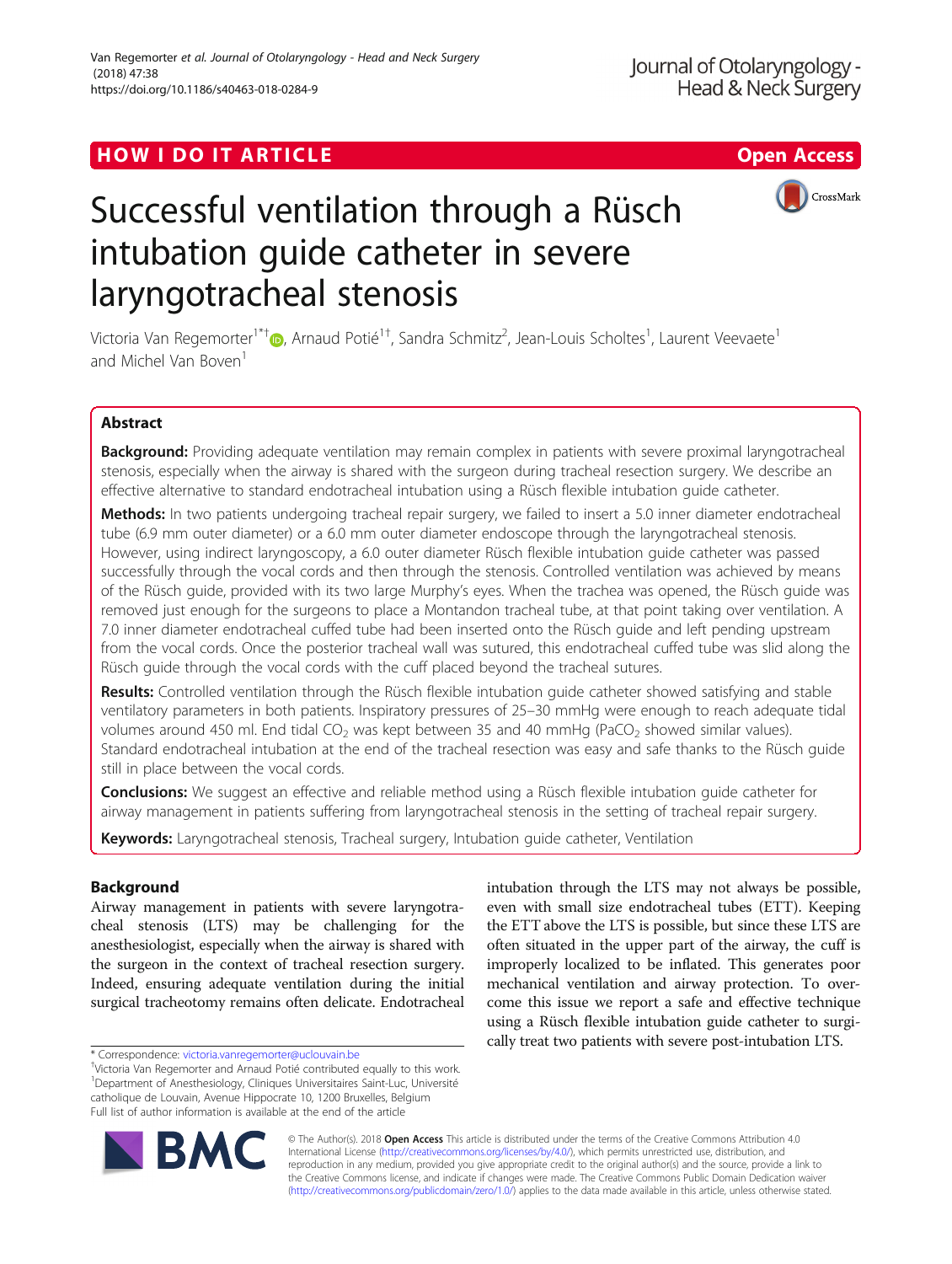**HOW I DO IT ARTICLE** **Open Access**

# Successful ventilation through a Rüsch intubation guide catheter in severe laryngotracheal stenosis

Victoria Van Regemorter[1*†], Arnaud Potié[1†], Sandra Schmitz[2], Jean-Louis Scholtes[1], Laurent Veevaete[1] and Michel Van Boven[1]

## Abstract

**Background:** Providing adequate ventilation may remain complex in patients with severe proximal laryngotracheal stenosis, especially when the airway is shared with the surgeon during tracheal resection surgery. We describe an effective alternative to standard endotracheal intubation using a Rüsch flexible intubation guide catheter.

**Methods:** In two patients undergoing tracheal repair surgery, we failed to insert a 5.0 inner diameter endotracheal tube (6.9 mm outer diameter) or a 6.0 mm outer diameter endoscope through the laryngotracheal stenosis. However, using indirect laryngoscopy, a 6.0 outer diameter Rüsch flexible intubation guide catheter was passed successfully through the vocal cords and then through the stenosis. Controlled ventilation was achieved by means of the Rüsch guide, provided with its two large Murphy's eyes. When the trachea was opened, the Rüsch guide was removed just enough for the surgeons to place a Montandon tracheal tube, at that point taking over ventilation. A 7.0 inner diameter endotracheal cuffed tube had been inserted onto the Rüsch guide and left pending upstream from the vocal cords. Once the posterior tracheal wall was sutured, this endotracheal cuffed tube was slid along the Rüsch guide through the vocal cords with the cuff placed beyond the tracheal sutures.

**Results:** Controlled ventilation through the Rüsch flexible intubation guide catheter showed satisfying and stable ventilatory parameters in both patients. Inspiratory pressures of 25–30 mmHg were enough to reach adequate tidal volumes around 450 ml. End tidal $CO_2$ was kept between 35 and 40 mmHg ($PaCO_2$ showed similar values). Standard endotracheal intubation at the end of the tracheal resection was easy and safe thanks to the Rüsch guide still in place between the vocal cords.

**Conclusions:** We suggest an effective and reliable method using a Rüsch flexible intubation guide catheter for airway management in patients suffering from laryngotracheal stenosis in the setting of tracheal repair surgery.

**Keywords:** Laryngotracheal stenosis, Tracheal surgery, Intubation guide catheter, Ventilation

## Background

Airway management in patients with severe laryngotracheal stenosis (LTS) may be challenging for the anesthesiologist, especially when the airway is shared with the surgeon in the context of tracheal resection surgery. Indeed, ensuring adequate ventilation during the initial surgical tracheotomy remains often delicate. Endotracheal intubation through the LTS may not always be possible, even with small size endotracheal tubes (ETT). Keeping the ETT above the LTS is possible, but since these LTS are often situated in the upper part of the airway, the cuff is improperly localized to be inflated. This generates poor mechanical ventilation and airway protection. To overcome this issue we report a safe and effective technique using a Rüsch flexible intubation guide catheter to surgically treat two patients with severe post-intubation LTS.

* Correspondence: victoria.vanregemorter@uclouvain.be

†Victoria Van Regemorter and Arnaud Potié contributed equally to this work.

[1]Department of Anesthesiology, Cliniques Universitaires Saint-Luc, Université catholique de Louvain, Avenue Hippocrate 10, 1200 Bruxelles, Belgium

Full list of author information is available at the end of the article

© The Author(s). 2018 **Open Access** This article is distributed under the terms of the Creative Commons Attribution 4.0 International License (http://creativecommons.org/licenses/by/4.0/), which permits unrestricted use, distribution, and reproduction in any medium, provided you give appropriate credit to the original author(s) and the source, provide a link to the Creative Commons license, and indicate if changes were made. The Creative Commons Public Domain Dedication waiver (http://creativecommons.org/publicdomain/zero/1.0/) applies to the data made available in this article, unless otherwise stated.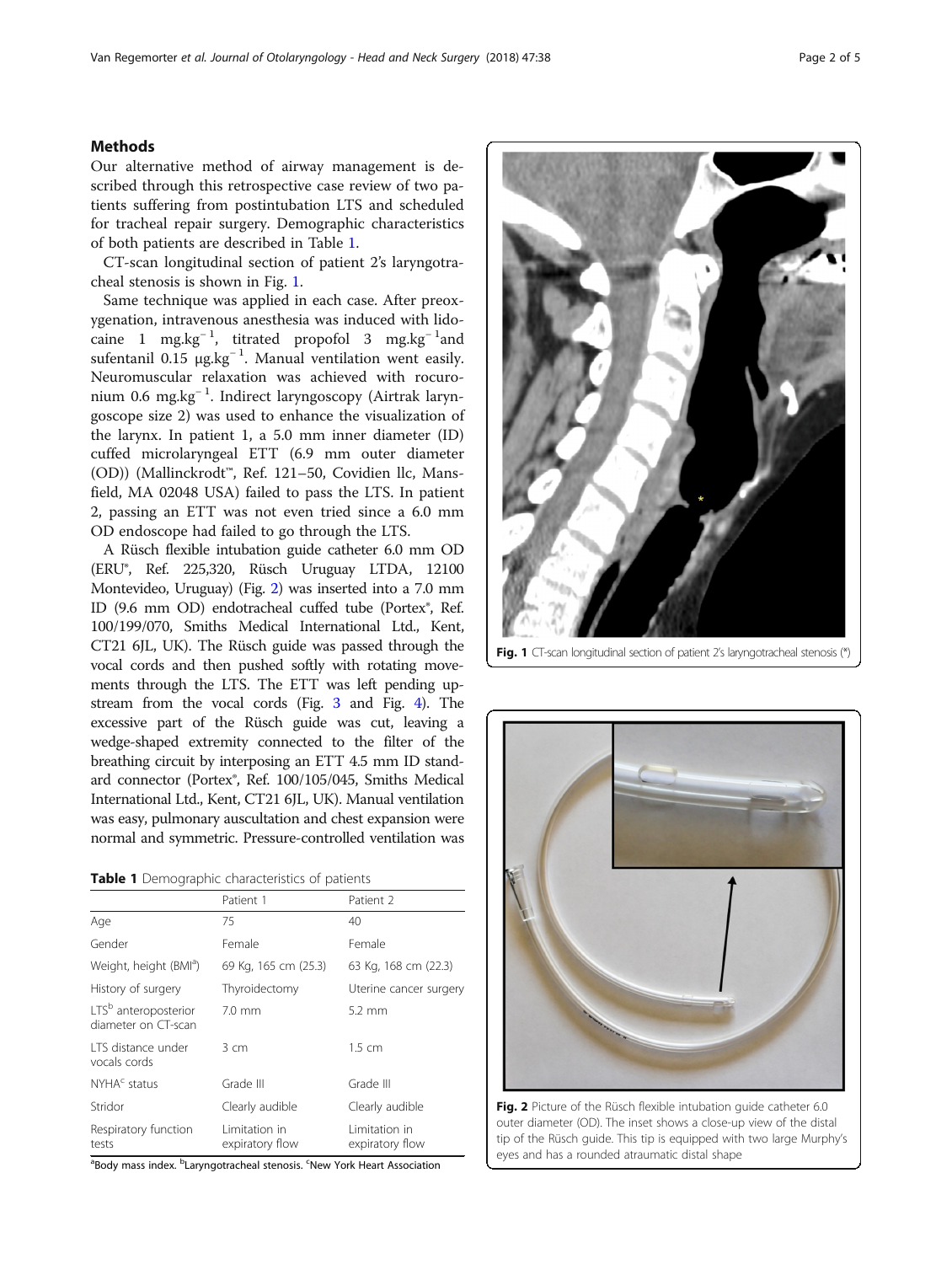## Methods

Our alternative method of airway management is described through this retrospective case review of two patients suffering from postintubation LTS and scheduled for tracheal repair surgery. Demographic characteristics of both patients are described in Table 1.

CT-scan longitudinal section of patient 2's laryngotracheal stenosis is shown in Fig. 1.

Same technique was applied in each case. After preoxygenation, intravenous anesthesia was induced with lidocaine 1 $mg.kg^{-1}$, titrated propofol 3 $mg.kg^{-1}$and sufentanil 0.15 $\mu g.kg^{-1}$. Manual ventilation went easily. Neuromuscular relaxation was achieved with rocuronium 0.6 $mg.kg^{-1}$. Indirect laryngoscopy (Airtrak laryngoscope size 2) was used to enhance the visualization of the larynx. In patient 1, a 5.0 mm inner diameter (ID) cuffed microlaryngeal ETT (6.9 mm outer diameter (OD)) (Mallinckrodt™, Ref. 121–50, Covidien llc, Mansfield, MA 02048 USA) failed to pass the LTS. In patient 2, passing an ETT was not even tried since a 6.0 mm OD endoscope had failed to go through the LTS.

A Rüsch flexible intubation guide catheter 6.0 mm OD (ERU®, Ref. 225,320, Rüsch Uruguay LTDA, 12100 Montevideo, Uruguay) (Fig. 2) was inserted into a 7.0 mm ID (9.6 mm OD) endotracheal cuffed tube (Portex®, Ref. 100/199/070, Smiths Medical International Ltd., Kent, CT21 6JL, UK). The Rüsch guide was passed through the vocal cords and then pushed softly with rotating movements through the LTS. The ETT was left pending upstream from the vocal cords (Fig. 3 and Fig. 4). The excessive part of the Rüsch guide was cut, leaving a wedge-shaped extremity connected to the filter of the breathing circuit by interposing an ETT 4.5 mm ID standard connector (Portex®, Ref. 100/105/045, Smiths Medical International Ltd., Kent, CT21 6JL, UK). Manual ventilation was easy, pulmonary auscultation and chest expansion were normal and symmetric. Pressure-controlled ventilation was

**Table 1** Demographic characteristics of patients

| | Patient 1 | Patient 2 |
|---|---|---|
| Age | 75 | 40 |
| Gender | Female | Female |
| Weight, height (BMI[a]) | 69 Kg, 165 cm (25.3) | 63 Kg, 168 cm (22.3) |
| History of surgery | Thyroidectomy | Uterine cancer surgery |
| LTS[b] anteroposterior diameter on CT-scan | 7.0 mm | 5.2 mm |
| LTS distance under vocals cords | 3 cm | 1.5 cm |
| NYHA[c] status | Grade III | Grade III |
| Stridor | Clearly audible | Clearly audible |
| Respiratory function tests | Limitation in expiratory flow | Limitation in expiratory flow |

[a]Body mass index. [b]Laryngotracheal stenosis. [c]New York Heart Association

**Fig. 1** CT-scan longitudinal section of patient 2's laryngotracheal stenosis (*)

**Fig. 2** Picture of the Rüsch flexible intubation guide catheter 6.0 outer diameter (OD). The inset shows a close-up view of the distal tip of the Rüsch guide. This tip is equipped with two large Murphy's eyes and has a rounded atraumatic distal shape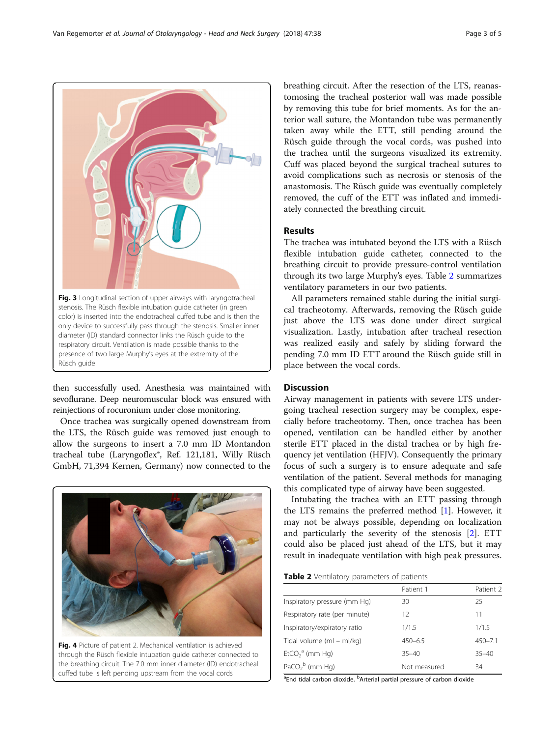Fig. 3 Longitudinal section of upper airways with laryngotracheal stenosis. The Rüsch flexible intubation guide catheter (in green color) is inserted into the endotracheal cuffed tube and is then the only device to successfully pass through the stenosis. Smaller inner diameter (ID) standard connector links the Rüsch guide to the respiratory circuit. Ventilation is made possible thanks to the presence of two large Murphy's eyes at the extremity of the Rüsch guide

then successfully used. Anesthesia was maintained with sevoflurane. Deep neuromuscular block was ensured with reinjections of rocuronium under close monitoring.

Once trachea was surgically opened downstream from the LTS, the Rüsch guide was removed just enough to allow the surgeons to insert a 7.0 mm ID Montandon tracheal tube (Laryngoflex®, Ref. 121,181, Willy Rüsch GmbH, 71,394 Kernen, Germany) now connected to the breathing circuit. After the resection of the LTS, reanastomosing the tracheal posterior wall was made possible by removing this tube for brief moments. As for the anterior wall suture, the Montandon tube was permanently taken away while the ETT, still pending around the Rüsch guide through the vocal cords, was pushed into the trachea until the surgeons visualized its extremity. Cuff was placed beyond the surgical tracheal sutures to avoid complications such as necrosis or stenosis of the anastomosis. The Rüsch guide was eventually completely removed, the cuff of the ETT was inflated and immediately connected the breathing circuit.

Fig. 4 Picture of patient 2. Mechanical ventilation is achieved through the Rüsch flexible intubation guide catheter connected to the breathing circuit. The 7.0 mm inner diameter (ID) endotracheal cuffed tube is left pending upstream from the vocal cords

## Results

The trachea was intubated beyond the LTS with a Rüsch flexible intubation guide catheter, connected to the breathing circuit to provide pressure-control ventilation through its two large Murphy's eyes. Table 2 summarizes ventilatory parameters in our two patients.

All parameters remained stable during the initial surgical tracheotomy. Afterwards, removing the Rüsch guide just above the LTS was done under direct surgical visualization. Lastly, intubation after tracheal resection was realized easily and safely by sliding forward the pending 7.0 mm ID ETT around the Rüsch guide still in place between the vocal cords.

## Discussion

Airway management in patients with severe LTS undergoing tracheal resection surgery may be complex, especially before tracheotomy. Then, once trachea has been opened, ventilation can be handled either by another sterile ETT placed in the distal trachea or by high frequency jet ventilation (HFJV). Consequently the primary focus of such a surgery is to ensure adequate and safe ventilation of the patient. Several methods for managing this complicated type of airway have been suggested.

Intubating the trachea with an ETT passing through the LTS remains the preferred method [1]. However, it may not be always possible, depending on localization and particularly the severity of the stenosis [2]. ETT could also be placed just ahead of the LTS, but it may result in inadequate ventilation with high peak pressures.

**Table 2** Ventilatory parameters of patients

| | Patient 1 | Patient 2 |
|---|---|---|
| Inspiratory pressure (mm Hg) | 30 | 25 |
| Respiratory rate (per minute) | 12 | 11 |
| Inspiratory/expiratory ratio | 1/1.5 | 1/1.5 |
| Tidal volume (ml – ml/kg) | 450–6.5 | 450–7.1 |
| $EtCO_2$[a] (mm Hg) | 35–40 | 35–40 |
| $PaCO_2$[b] (mm Hg) | Not measured | 34 |

[a]End tidal carbon dioxide. [b]Arterial partial pressure of carbon dioxide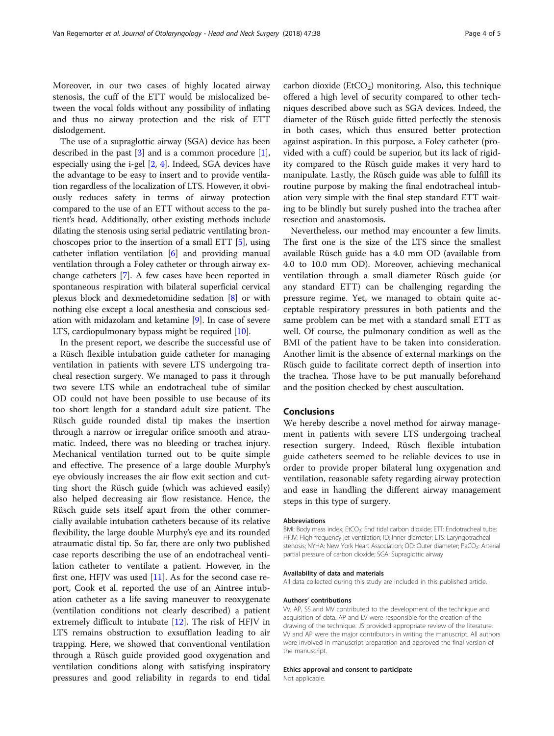Moreover, in our two cases of highly located airway stenosis, the cuff of the ETT would be mislocalized between the vocal folds without any possibility of inflating and thus no airway protection and the risk of ETT dislodgement.

The use of a supraglottic airway (SGA) device has been described in the past [3] and is a common procedure [1], especially using the i-gel [2, 4]. Indeed, SGA devices have the advantage to be easy to insert and to provide ventilation regardless of the localization of LTS. However, it obviously reduces safety in terms of airway protection compared to the use of an ETT without access to the patient's head. Additionally, other existing methods include dilating the stenosis using serial pediatric ventilating bronchoscopes prior to the insertion of a small ETT [5], using catheter inflation ventilation [6] and providing manual ventilation through a Foley catheter or through airway exchange catheters [7]. A few cases have been reported in spontaneous respiration with bilateral superficial cervical plexus block and dexmedetomidine sedation [8] or with nothing else except a local anesthesia and conscious sedation with midazolam and ketamine [9]. In case of severe LTS, cardiopulmonary bypass might be required [10].

In the present report, we describe the successful use of a Rüsch flexible intubation guide catheter for managing ventilation in patients with severe LTS undergoing tracheal resection surgery. We managed to pass it through two severe LTS while an endotracheal tube of similar OD could not have been possible to use because of its too short length for a standard adult size patient. The Rüsch guide rounded distal tip makes the insertion through a narrow or irregular orifice smooth and atraumatic. Indeed, there was no bleeding or trachea injury. Mechanical ventilation turned out to be quite simple and effective. The presence of a large double Murphy's eye obviously increases the air flow exit section and cutting short the Rüsch guide (which was achieved easily) also helped decreasing air flow resistance. Hence, the Rüsch guide sets itself apart from the other commercially available intubation catheters because of its relative flexibility, the large double Murphy's eye and its rounded atraumatic distal tip. So far, there are only two published case reports describing the use of an endotracheal ventilation catheter to ventilate a patient. However, in the first one, HFJV was used [11]. As for the second case report, Cook et al. reported the use of an Aintree intubation catheter as a life saving maneuver to reoxygenate (ventilation conditions not clearly described) a patient extremely difficult to intubate [12]. The risk of HFJV in LTS remains obstruction to exsufflation leading to air trapping. Here, we showed that conventional ventilation through a Rüsch guide provided good oxygenation and ventilation conditions along with satisfying inspiratory pressures and good reliability in regards to end tidal carbon dioxide ($EtCO_2$) monitoring. Also, this technique offered a high level of security compared to other techniques described above such as SGA devices. Indeed, the diameter of the Rüsch guide fitted perfectly the stenosis in both cases, which thus ensured better protection against aspiration. In this purpose, a Foley catheter (provided with a cuff) could be superior, but its lack of rigidity compared to the Rüsch guide makes it very hard to manipulate. Lastly, the Rüsch guide was able to fulfill its routine purpose by making the final endotracheal intubation very simple with the final step standard ETT waiting to be blindly but surely pushed into the trachea after resection and anastomosis.

Nevertheless, our method may encounter a few limits. The first one is the size of the LTS since the smallest available Rüsch guide has a 4.0 mm OD (available from 4.0 to 10.0 mm OD). Moreover, achieving mechanical ventilation through a small diameter Rüsch guide (or any standard ETT) can be challenging regarding the pressure regime. Yet, we managed to obtain quite acceptable respiratory pressures in both patients and the same problem can be met with a standard small ETT as well. Of course, the pulmonary condition as well as the BMI of the patient have to be taken into consideration. Another limit is the absence of external markings on the Rüsch guide to facilitate correct depth of insertion into the trachea. Those have to be put manually beforehand and the position checked by chest auscultation.

## Conclusions

We hereby describe a novel method for airway management in patients with severe LTS undergoing tracheal resection surgery. Indeed, Rüsch flexible intubation guide catheters seemed to be reliable devices to use in order to provide proper bilateral lung oxygenation and ventilation, reasonable safety regarding airway protection and ease in handling the different airway management steps in this type of surgery.

#### Abbreviations

BMI: Body mass index; $EtCO_2$: End tidal carbon dioxide; ETT: Endotracheal tube; HFJV: High frequency jet ventilation; ID: Inner diameter; LTS: Laryngotracheal stenosis; NYHA: New York Heart Association; OD: Outer diameter; $PaCO_2$: Arterial partial pressure of carbon dioxide; SGA: Supraglottic airway

#### Availability of data and materials

All data collected during this study are included in this published article.

#### Authors' contributions

VV, AP, SS and MV contributed to the development of the technique and acquisition of data. AP and LV were responsible for the creation of the drawing of the technique. JS provided appropriate review of the literature. VV and AP were the major contributors in writing the manuscript. All authors were involved in manuscript preparation and approved the final version of the manuscript.

#### Ethics approval and consent to participate

Not applicable.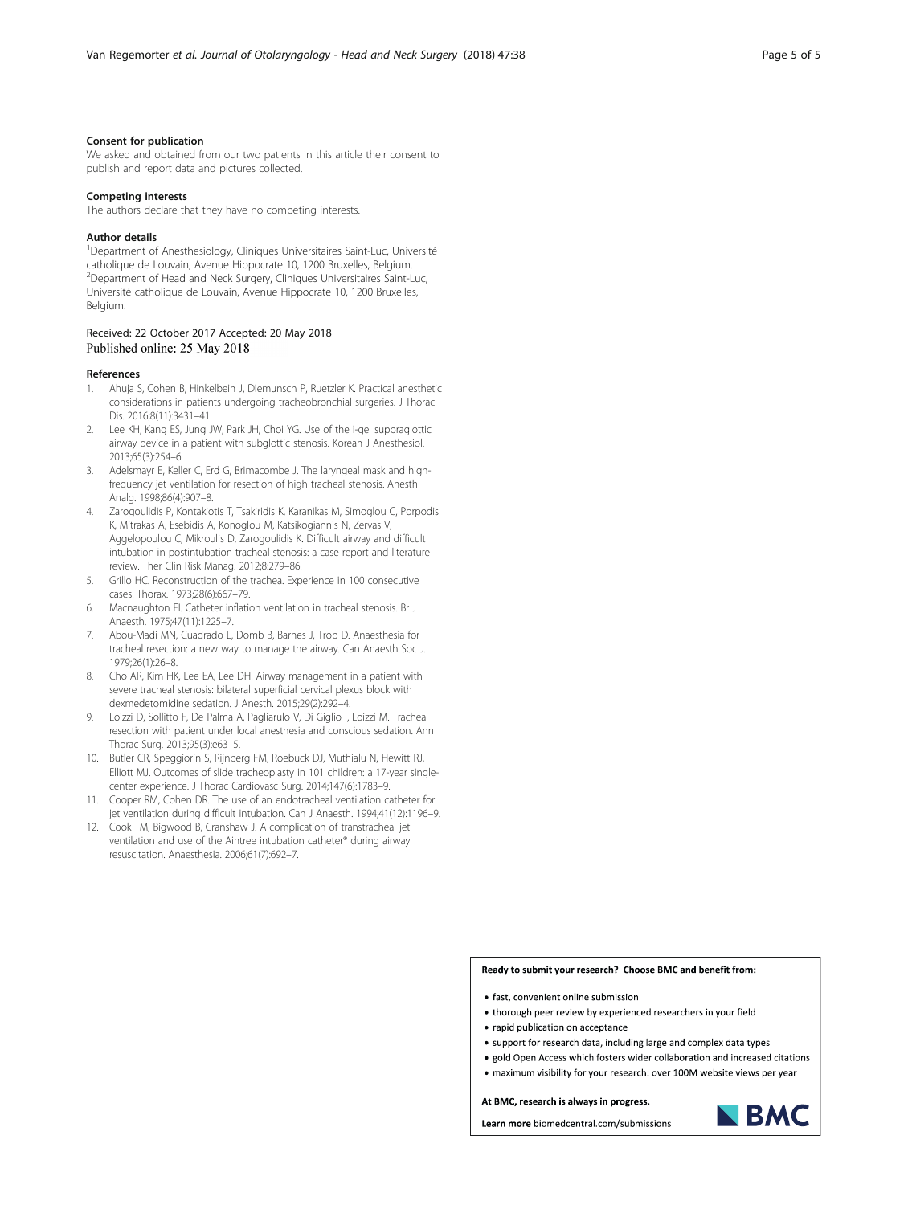### Consent for publication

We asked and obtained from our two patients in this article their consent to publish and report data and pictures collected.

### Competing interests

The authors declare that they have no competing interests.

### Author details

[1]Department of Anesthesiology, Cliniques Universitaires Saint-Luc, Université catholique de Louvain, Avenue Hippocrate 10, 1200 Bruxelles, Belgium. [2]Department of Head and Neck Surgery, Cliniques Universitaires Saint-Luc, Université catholique de Louvain, Avenue Hippocrate 10, 1200 Bruxelles, Belgium.

Received: 22 October 2017 Accepted: 20 May 2018
Published online: 25 May 2018

### References

1. Ahuja S, Cohen B, Hinkelbein J, Diemunsch P, Ruetzler K. Practical anesthetic considerations in patients undergoing tracheobronchial surgeries. J Thorac Dis. 2016;8(11):3431–41.
2. Lee KH, Kang ES, Jung JW, Park JH, Choi YG. Use of the i-gel suppraglottic airway device in a patient with subglottic stenosis. Korean J Anesthesiol. 2013;65(3):254–6.
3. Adelsmayr E, Keller C, Erd G, Brimacombe J. The laryngeal mask and high-frequency jet ventilation for resection of high tracheal stenosis. Anesth Analg. 1998;86(4):907–8.
4. Zarogoulidis P, Kontakiotis T, Tsakiridis K, Karanikas M, Simoglou C, Porpodis K, Mitrakas A, Esebidis A, Konoglou M, Katsikogiannis N, Zervas V, Aggelopoulou C, Mikroulis D, Zarogoulidis K. Difficult airway and difficult intubation in postintubation tracheal stenosis: a case report and literature review. Ther Clin Risk Manag. 2012;8:279–86.
5. Grillo HC. Reconstruction of the trachea. Experience in 100 consecutive cases. Thorax. 1973;28(6):667–79.
6. Macnaughton FI. Catheter inflation ventilation in tracheal stenosis. Br J Anaesth. 1975;47(11):1225–7.
7. Abou-Madi MN, Cuadrado L, Domb B, Barnes J, Trop D. Anaesthesia for tracheal resection: a new way to manage the airway. Can Anaesth Soc J. 1979;26(1):26–8.
8. Cho AR, Kim HK, Lee EA, Lee DH. Airway management in a patient with severe tracheal stenosis: bilateral superficial cervical plexus block with dexmedetomidine sedation. J Anesth. 2015;29(2):292–4.
9. Loizzi D, Sollitto F, De Palma A, Pagliarulo V, Di Giglio I, Loizzi M. Tracheal resection with patient under local anesthesia and conscious sedation. Ann Thorac Surg. 2013;95(3):e63–5.
10. Butler CR, Speggiorin S, Rijnberg FM, Roebuck DJ, Muthialu N, Hewitt RJ, Elliott MJ. Outcomes of slide tracheoplasty in 101 children: a 17-year single-center experience. J Thorac Cardiovasc Surg. 2014;147(6):1783–9.
11. Cooper RM, Cohen DR. The use of an endotracheal ventilation catheter for jet ventilation during difficult intubation. Can J Anaesth. 1994;41(12):1196–9.
12. Cook TM, Bigwood B, Cranshaw J. A complication of transtracheal jet ventilation and use of the Aintree intubation catheter® during airway resuscitation. Anaesthesia. 2006;61(7):692–7.

**Ready to submit your research? Choose BMC and benefit from:**

- fast, convenient online submission
- thorough peer review by experienced researchers in your field
- rapid publication on acceptance
- support for research data, including large and complex data types
- gold Open Access which fosters wider collaboration and increased citations
- maximum visibility for your research: over 100M website views per year

**At BMC, research is always in progress.**

**Learn more** biomedcentral.com/submissions

BMC